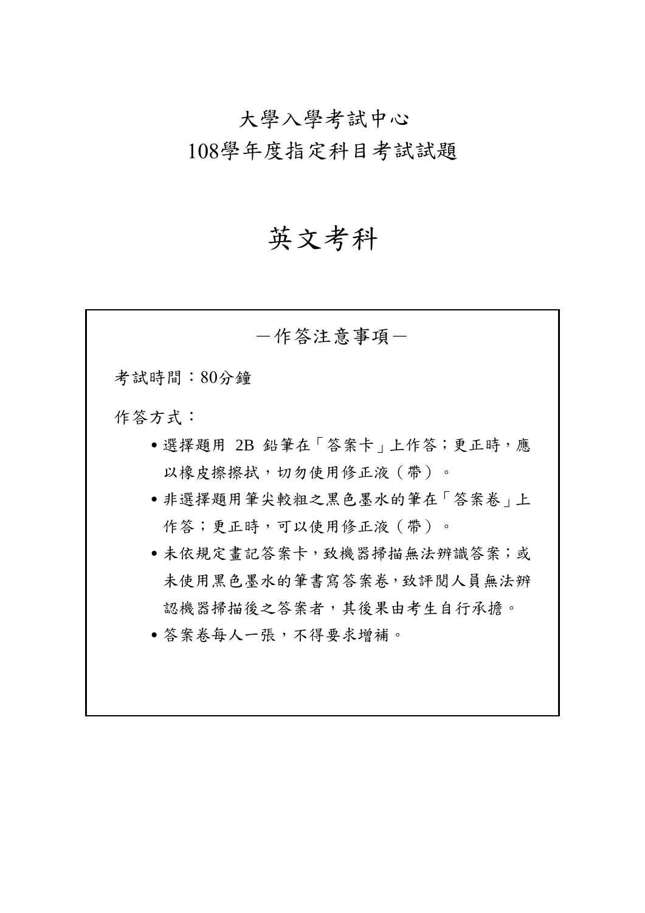# 大學入學考試中心
# 108學年度指定科目考試試題

# 英文考科

## —作答注意事項—

考試時間：80分鐘

作答方式：

- 選擇題用 2B 鉛筆在「答案卡」上作答；更正時，應以橡皮擦擦拭，切勿使用修正液（帶）。
- 非選擇題用筆尖較粗之黑色墨水的筆在「答案卷」上作答；更正時，可以使用修正液（帶）。
- 未依規定畫記答案卡，致機器掃描無法辨識答案；或未使用黑色墨水的筆書寫答案卷，致評閱人員無法辨認機器掃描後之答案者，其後果由考生自行承擔。
- 答案卷每人一張，不得要求增補。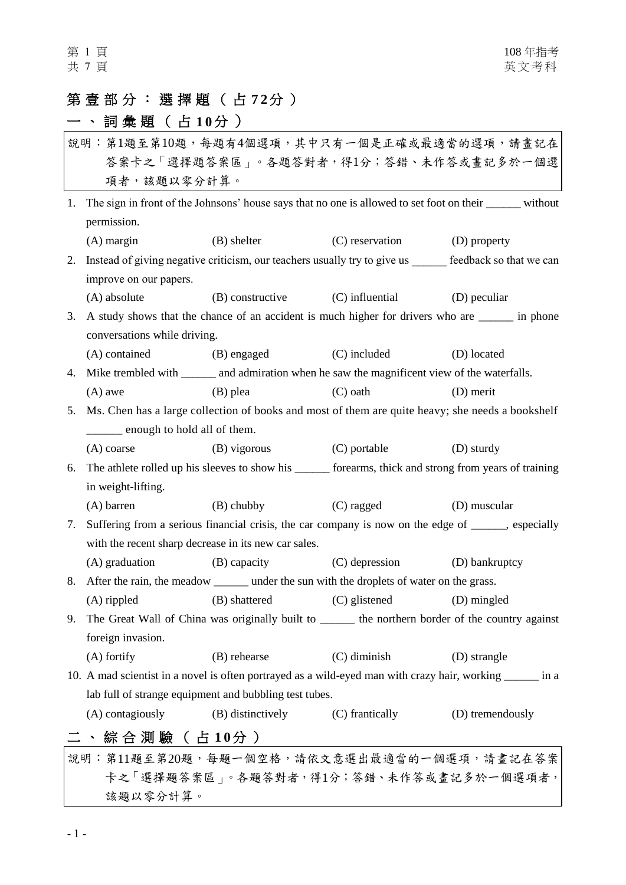## 第壹部分：選擇題（占72分）

### 一、詞彙題（占10分）

說明：第1題至第10題，每題有4個選項，其中只有一個是正確或最適當的選項，請畫記在答案卡之「選擇題答案區」。各題答對者，得1分；答錯、未作答或畫記多於一個選項者，該題以零分計算。

1. The sign in front of the Johnsons' house says that no one is allowed to set foot on their ______ without permission.
   (A) margin　(B) shelter　(C) reservation　(D) property

2. Instead of giving negative criticism, our teachers usually try to give us ______ feedback so that we can improve on our papers.
   (A) absolute　(B) constructive　(C) influential　(D) peculiar

3. A study shows that the chance of an accident is much higher for drivers who are ______ in phone conversations while driving.
   (A) contained　(B) engaged　(C) included　(D) located

4. Mike trembled with ______ and admiration when he saw the magnificent view of the waterfalls.
   (A) awe　(B) plea　(C) oath　(D) merit

5. Ms. Chen has a large collection of books and most of them are quite heavy; she needs a bookshelf ______ enough to hold all of them.
   (A) coarse　(B) vigorous　(C) portable　(D) sturdy

6. The athlete rolled up his sleeves to show his ______ forearms, thick and strong from years of training in weight-lifting.
   (A) barren　(B) chubby　(C) ragged　(D) muscular

7. Suffering from a serious financial crisis, the car company is now on the edge of ______, especially with the recent sharp decrease in its new car sales.
   (A) graduation　(B) capacity　(C) depression　(D) bankruptcy

8. After the rain, the meadow ______ under the sun with the droplets of water on the grass.
   (A) rippled　(B) shattered　(C) glistened　(D) mingled

9. The Great Wall of China was originally built to ______ the northern border of the country against foreign invasion.
   (A) fortify　(B) rehearse　(C) diminish　(D) strangle

10. A mad scientist in a novel is often portrayed as a wild-eyed man with crazy hair, working ______ in a lab full of strange equipment and bubbling test tubes.
    (A) contagiously　(B) distinctively　(C) frantically　(D) tremendously

### 二、綜合測驗（占10分）

說明：第11題至第20題，每題一個空格，請依文意選出最適當的一個選項，請畫記在答案卡之「選擇題答案區」。各題答對者，得1分；答錯、未作答或畫記多於一個選項者，該題以零分計算。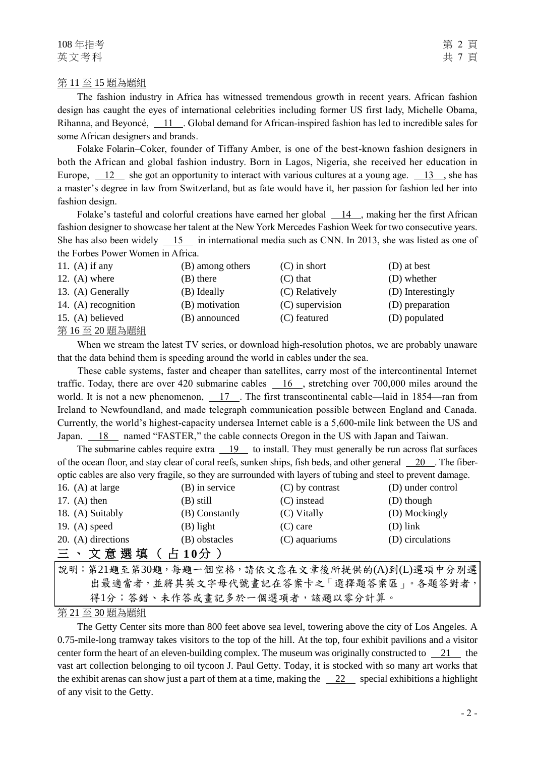第 11 至 15 題為題組

The fashion industry in Africa has witnessed tremendous growth in recent years. African fashion design has caught the eyes of international celebrities including former US first lady, Michelle Obama, Rihanna, and Beyoncé, __11__. Global demand for African-inspired fashion has led to incredible sales for some African designers and brands.

Folake Folarin–Coker, founder of Tiffany Amber, is one of the best-known fashion designers in both the African and global fashion industry. Born in Lagos, Nigeria, she received her education in Europe, __12__ she got an opportunity to interact with various cultures at a young age. __13__, she has a master's degree in law from Switzerland, but as fate would have it, her passion for fashion led her into fashion design.

Folake's tasteful and colorful creations have earned her global __14__, making her the first African fashion designer to showcase her talent at the New York Mercedes Fashion Week for two consecutive years. She has also been widely __15__ in international media such as CNN. In 2013, she was listed as one of the Forbes Power Women in Africa.

| | | | |
|---|---|---|---|
| 11. (A) if any | (B) among others | (C) in short | (D) at best |
| 12. (A) where | (B) there | (C) that | (D) whether |
| 13. (A) Generally | (B) Ideally | (C) Relatively | (D) Interestingly |
| 14. (A) recognition | (B) motivation | (C) supervision | (D) preparation |
| 15. (A) believed | (B) announced | (C) featured | (D) populated |

第 16 至 20 題為題組

When we stream the latest TV series, or download high-resolution photos, we are probably unaware that the data behind them is speeding around the world in cables under the sea.

These cable systems, faster and cheaper than satellites, carry most of the intercontinental Internet traffic. Today, there are over 420 submarine cables __16__, stretching over 700,000 miles around the world. It is not a new phenomenon, __17__. The first transcontinental cable—laid in 1854—ran from Ireland to Newfoundland, and made telegraph communication possible between England and Canada. Currently, the world's highest-capacity undersea Internet cable is a 5,600-mile link between the US and Japan. __18__ named "FASTER," the cable connects Oregon in the US with Japan and Taiwan.

The submarine cables require extra __19__ to install. They must generally be run across flat surfaces of the ocean floor, and stay clear of coral reefs, sunken ships, fish beds, and other general __20__. The fiber-optic cables are also very fragile, so they are surrounded with layers of tubing and steel to prevent damage.

| | | | |
|---|---|---|---|
| 16. (A) at large | (B) in service | (C) by contrast | (D) under control |
| 17. (A) then | (B) still | (C) instead | (D) though |
| 18. (A) Suitably | (B) Constantly | (C) Vitally | (D) Mockingly |
| 19. (A) speed | (B) light | (C) care | (D) link |
| 20. (A) directions | (B) obstacles | (C) aquariums | (D) circulations |

## 三、文意選填（占 10分）

說明：第21題至第30題，每題一個空格，請依文意在文章後所提供的(A)到(L)選項中分別選出最適當者，並將其英文字母代號畫記在答案卡之「選擇題答案區」。各題答對者，得1分；答錯、未作答或畫記多於一個選項者，該題以零分計算。

第 21 至 30 題為題組

The Getty Center sits more than 800 feet above sea level, towering above the city of Los Angeles. A 0.75-mile-long tramway takes visitors to the top of the hill. At the top, four exhibit pavilions and a visitor center form the heart of an eleven-building complex. The museum was originally constructed to __21__ the vast art collection belonging to oil tycoon J. Paul Getty. Today, it is stocked with so many art works that the exhibit arenas can show just a part of them at a time, making the __22__ special exhibitions a highlight of any visit to the Getty.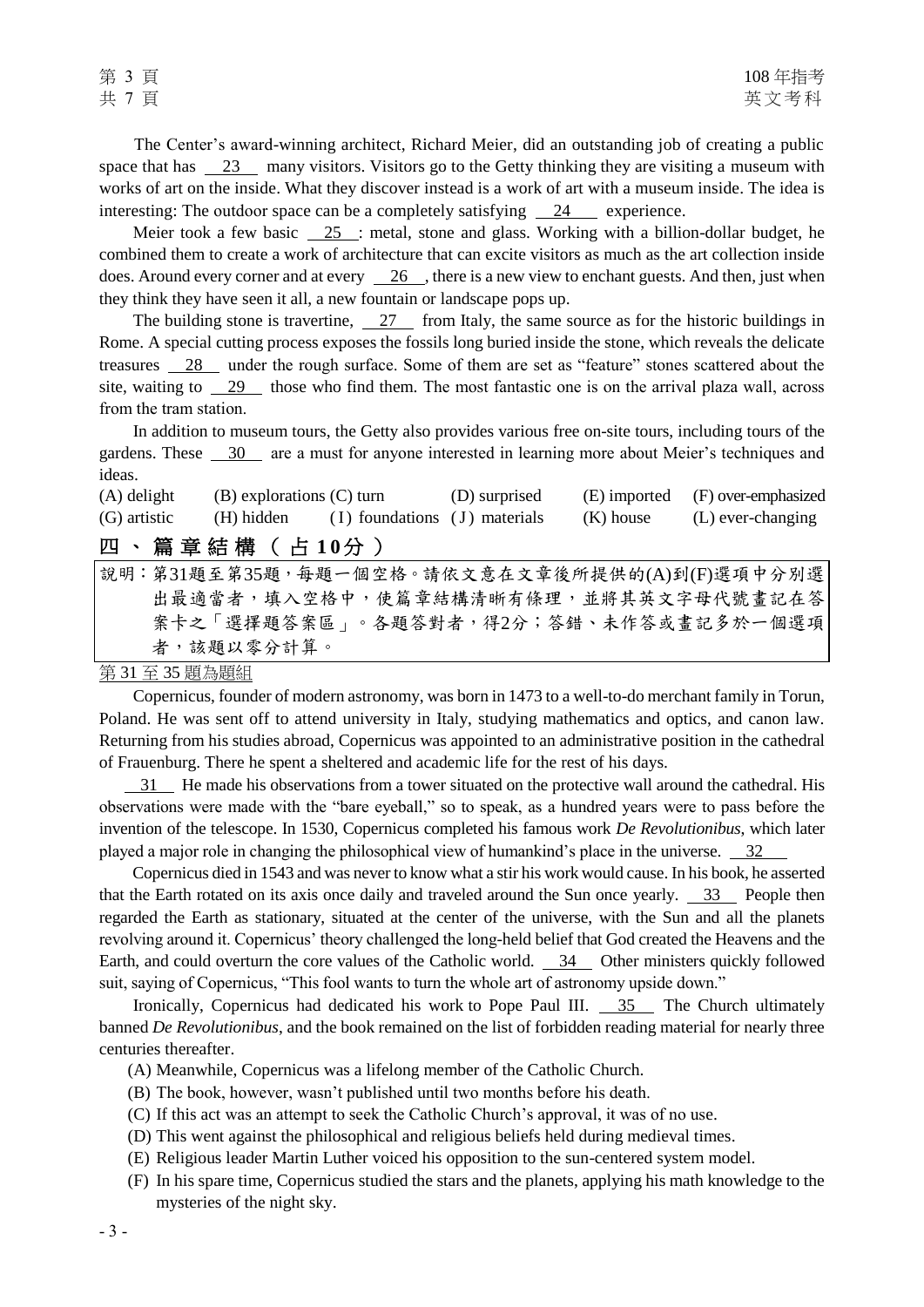The Center's award-winning architect, Richard Meier, did an outstanding job of creating a public space that has __23__ many visitors. Visitors go to the Getty thinking they are visiting a museum with works of art on the inside. What they discover instead is a work of art with a museum inside. The idea is interesting: The outdoor space can be a completely satisfying __24__ experience.

Meier took a few basic __25__: metal, stone and glass. Working with a billion-dollar budget, he combined them to create a work of architecture that can excite visitors as much as the art collection inside does. Around every corner and at every __26__, there is a new view to enchant guests. And then, just when they think they have seen it all, a new fountain or landscape pops up.

The building stone is travertine, __27__ from Italy, the same source as for the historic buildings in Rome. A special cutting process exposes the fossils long buried inside the stone, which reveals the delicate treasures __28__ under the rough surface. Some of them are set as "feature" stones scattered about the site, waiting to __29__ those who find them. The most fantastic one is on the arrival plaza wall, across from the tram station.

In addition to museum tours, the Getty also provides various free on-site tours, including tours of the gardens. These __30__ are a must for anyone interested in learning more about Meier's techniques and ideas.

| | | | | | |
|---|---|---|---|---|---|
| (A) delight | (B) explorations | (C) turn | (D) surprised | (E) imported | (F) over-emphasized |
| (G) artistic | (H) hidden | (I) foundations | (J) materials | (K) house | (L) ever-changing |

## 四、篇章結構（占10分）

說明：第31題至第35題，每題一個空格。請依文意在文章後所提供的(A)到(F)選項中分別選出最適當者，填入空格中，使篇章結構清晰有條理，並將其英文字母代號畫記在答案卡之「選擇題答案區」。各題答對者，得2分；答錯、未作答或畫記多於一個選項者，該題以零分計算。

第31至35題為題組

Copernicus, founder of modern astronomy, was born in 1473 to a well-to-do merchant family in Torun, Poland. He was sent off to attend university in Italy, studying mathematics and optics, and canon law. Returning from his studies abroad, Copernicus was appointed to an administrative position in the cathedral of Frauenburg. There he spent a sheltered and academic life for the rest of his days.

__31__ He made his observations from a tower situated on the protective wall around the cathedral. His observations were made with the "bare eyeball," so to speak, as a hundred years were to pass before the invention of the telescope. In 1530, Copernicus completed his famous work *De Revolutionibus*, which later played a major role in changing the philosophical view of humankind's place in the universe. __32__

Copernicus died in 1543 and was never to know what a stir his work would cause. In his book, he asserted that the Earth rotated on its axis once daily and traveled around the Sun once yearly. __33__ People then regarded the Earth as stationary, situated at the center of the universe, with the Sun and all the planets revolving around it. Copernicus' theory challenged the long-held belief that God created the Heavens and the Earth, and could overturn the core values of the Catholic world. __34__ Other ministers quickly followed suit, saying of Copernicus, "This fool wants to turn the whole art of astronomy upside down."

Ironically, Copernicus had dedicated his work to Pope Paul III. __35__ The Church ultimately banned *De Revolutionibus*, and the book remained on the list of forbidden reading material for nearly three centuries thereafter.

(A) Meanwhile, Copernicus was a lifelong member of the Catholic Church.

(B) The book, however, wasn't published until two months before his death.

(C) If this act was an attempt to seek the Catholic Church's approval, it was of no use.

(D) This went against the philosophical and religious beliefs held during medieval times.

(E) Religious leader Martin Luther voiced his opposition to the sun-centered system model.

(F) In his spare time, Copernicus studied the stars and the planets, applying his math knowledge to the mysteries of the night sky.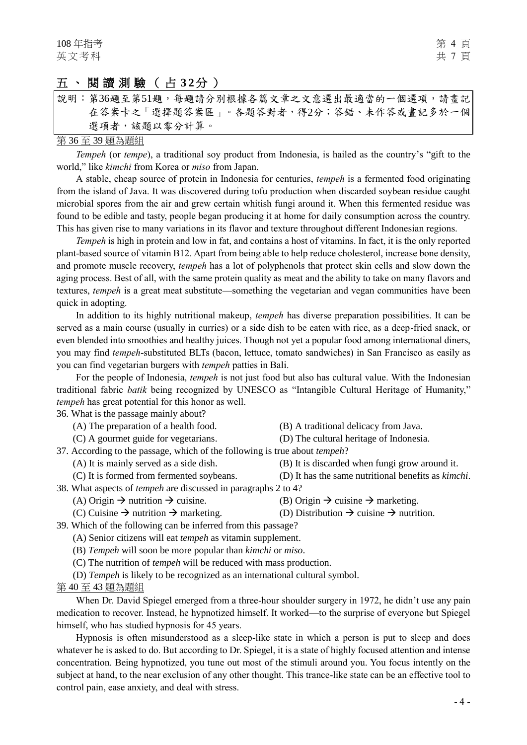## 五、閱讀測驗（占32分）

說明：第36題至第51題，每題請分別根據各篇文章之文意選出最適當的一個選項，請畫記在答案卡之「選擇題答案區」。各題答對者，得2分；答錯、未作答或畫記多於一個選項者，該題以零分計算。

第 36 至 39 題為題組

*Tempeh* (or *tempe*), a traditional soy product from Indonesia, is hailed as the country's "gift to the world," like *kimchi* from Korea or *miso* from Japan.

A stable, cheap source of protein in Indonesia for centuries, *tempeh* is a fermented food originating from the island of Java. It was discovered during tofu production when discarded soybean residue caught microbial spores from the air and grew certain whitish fungi around it. When this fermented residue was found to be edible and tasty, people began producing it at home for daily consumption across the country. This has given rise to many variations in its flavor and texture throughout different Indonesian regions.

*Tempeh* is high in protein and low in fat, and contains a host of vitamins. In fact, it is the only reported plant-based source of vitamin B12. Apart from being able to help reduce cholesterol, increase bone density, and promote muscle recovery, *tempeh* has a lot of polyphenols that protect skin cells and slow down the aging process. Best of all, with the same protein quality as meat and the ability to take on many flavors and textures, *tempeh* is a great meat substitute—something the vegetarian and vegan communities have been quick in adopting.

In addition to its highly nutritional makeup, *tempeh* has diverse preparation possibilities. It can be served as a main course (usually in curries) or a side dish to be eaten with rice, as a deep-fried snack, or even blended into smoothies and healthy juices. Though not yet a popular food among international diners, you may find *tempeh*-substituted BLTs (bacon, lettuce, tomato sandwiches) in San Francisco as easily as you can find vegetarian burgers with *tempeh* patties in Bali.

For the people of Indonesia, *tempeh* is not just food but also has cultural value. With the Indonesian traditional fabric *batik* being recognized by UNESCO as "Intangible Cultural Heritage of Humanity," *tempeh* has great potential for this honor as well.

36. What is the passage mainly about?
   (A) The preparation of a health food.
   (B) A traditional delicacy from Java.
   (C) A gourmet guide for vegetarians.
   (D) The cultural heritage of Indonesia.

37. According to the passage, which of the following is true about *tempeh*?
   (A) It is mainly served as a side dish.
   (B) It is discarded when fungi grow around it.
   (C) It is formed from fermented soybeans.
   (D) It has the same nutritional benefits as *kimchi*.

38. What aspects of *tempeh* are discussed in paragraphs 2 to 4?
   (A) Origin → nutrition → cuisine.
   (B) Origin → cuisine → marketing.
   (C) Cuisine → nutrition → marketing.
   (D) Distribution → cuisine → nutrition.

39. Which of the following can be inferred from this passage?
   (A) Senior citizens will eat *tempeh* as vitamin supplement.
   (B) *Tempeh* will soon be more popular than *kimchi* or *miso*.
   (C) The nutrition of *tempeh* will be reduced with mass production.
   (D) *Tempeh* is likely to be recognized as an international cultural symbol.

第 40 至 43 題為題組

When Dr. David Spiegel emerged from a three-hour shoulder surgery in 1972, he didn't use any pain medication to recover. Instead, he hypnotized himself. It worked—to the surprise of everyone but Spiegel himself, who has studied hypnosis for 45 years.

Hypnosis is often misunderstood as a sleep-like state in which a person is put to sleep and does whatever he is asked to do. But according to Dr. Spiegel, it is a state of highly focused attention and intense concentration. Being hypnotized, you tune out most of the stimuli around you. You focus intently on the subject at hand, to the near exclusion of any other thought. This trance-like state can be an effective tool to control pain, ease anxiety, and deal with stress.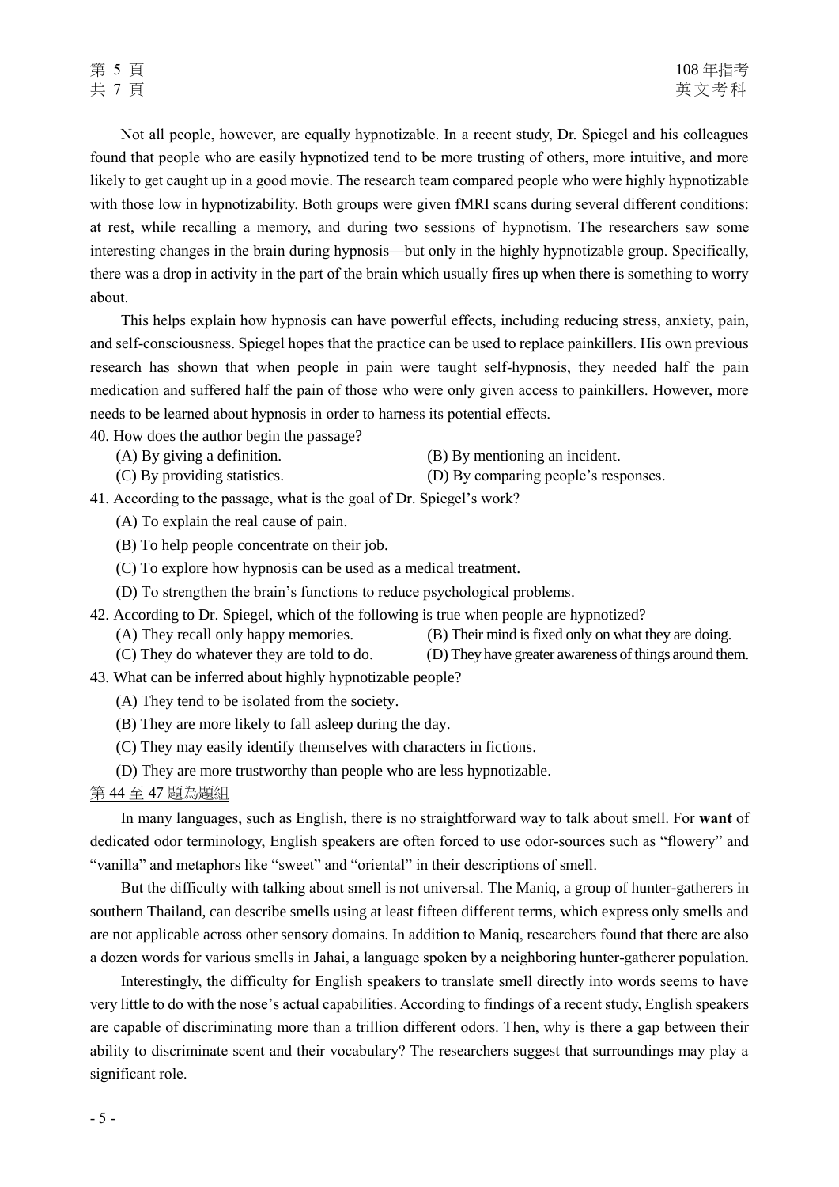Not all people, however, are equally hypnotizable. In a recent study, Dr. Spiegel and his colleagues found that people who are easily hypnotized tend to be more trusting of others, more intuitive, and more likely to get caught up in a good movie. The research team compared people who were highly hypnotizable with those low in hypnotizability. Both groups were given fMRI scans during several different conditions: at rest, while recalling a memory, and during two sessions of hypnotism. The researchers saw some interesting changes in the brain during hypnosis—but only in the highly hypnotizable group. Specifically, there was a drop in activity in the part of the brain which usually fires up when there is something to worry about.

This helps explain how hypnosis can have powerful effects, including reducing stress, anxiety, pain, and self-consciousness. Spiegel hopes that the practice can be used to replace painkillers. His own previous research has shown that when people in pain were taught self-hypnosis, they needed half the pain medication and suffered half the pain of those who were only given access to painkillers. However, more needs to be learned about hypnosis in order to harness its potential effects.

40. How does the author begin the passage?

(A) By giving a definition. (B) By mentioning an incident.
(C) By providing statistics. (D) By comparing people's responses.

41. According to the passage, what is the goal of Dr. Spiegel's work?

(A) To explain the real cause of pain.
(B) To help people concentrate on their job.
(C) To explore how hypnosis can be used as a medical treatment.
(D) To strengthen the brain's functions to reduce psychological problems.

42. According to Dr. Spiegel, which of the following is true when people are hypnotized?

(A) They recall only happy memories. (B) Their mind is fixed only on what they are doing.
(C) They do whatever they are told to do. (D) They have greater awareness of things around them.

43. What can be inferred about highly hypnotizable people?

(A) They tend to be isolated from the society.
(B) They are more likely to fall asleep during the day.
(C) They may easily identify themselves with characters in fictions.
(D) They are more trustworthy than people who are less hypnotizable.

第 44 至 47 題為題組

In many languages, such as English, there is no straightforward way to talk about smell. For **want** of dedicated odor terminology, English speakers are often forced to use odor-sources such as "flowery" and "vanilla" and metaphors like "sweet" and "oriental" in their descriptions of smell.

But the difficulty with talking about smell is not universal. The Maniq, a group of hunter-gatherers in southern Thailand, can describe smells using at least fifteen different terms, which express only smells and are not applicable across other sensory domains. In addition to Maniq, researchers found that there are also a dozen words for various smells in Jahai, a language spoken by a neighboring hunter-gatherer population.

Interestingly, the difficulty for English speakers to translate smell directly into words seems to have very little to do with the nose's actual capabilities. According to findings of a recent study, English speakers are capable of discriminating more than a trillion different odors. Then, why is there a gap between their ability to discriminate scent and their vocabulary? The researchers suggest that surroundings may play a significant role.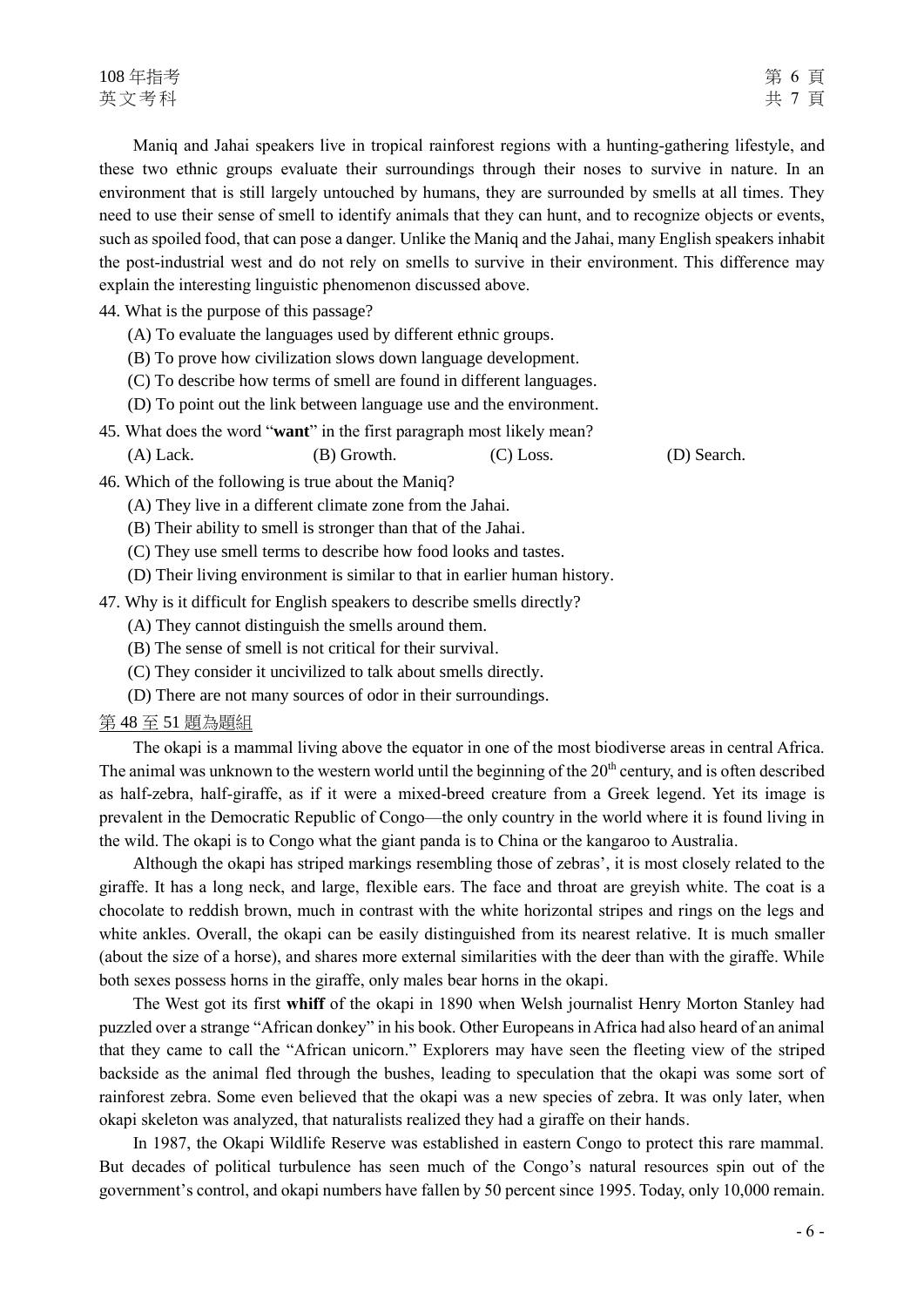Maniq and Jahai speakers live in tropical rainforest regions with a hunting-gathering lifestyle, and these two ethnic groups evaluate their surroundings through their noses to survive in nature. In an environment that is still largely untouched by humans, they are surrounded by smells at all times. They need to use their sense of smell to identify animals that they can hunt, and to recognize objects or events, such as spoiled food, that can pose a danger. Unlike the Maniq and the Jahai, many English speakers inhabit the post-industrial west and do not rely on smells to survive in their environment. This difference may explain the interesting linguistic phenomenon discussed above.

44. What is the purpose of this passage?
    (A) To evaluate the languages used by different ethnic groups.
    (B) To prove how civilization slows down language development.
    (C) To describe how terms of smell are found in different languages.
    (D) To point out the link between language use and the environment.

45. What does the word "**want**" in the first paragraph most likely mean?
    (A) Lack. (B) Growth. (C) Loss. (D) Search.

46. Which of the following is true about the Maniq?
    (A) They live in a different climate zone from the Jahai.
    (B) Their ability to smell is stronger than that of the Jahai.
    (C) They use smell terms to describe how food looks and tastes.
    (D) Their living environment is similar to that in earlier human history.

47. Why is it difficult for English speakers to describe smells directly?
    (A) They cannot distinguish the smells around them.
    (B) The sense of smell is not critical for their survival.
    (C) They consider it uncivilized to talk about smells directly.
    (D) There are not many sources of odor in their surroundings.

第 48 至 51 題為題組

The okapi is a mammal living above the equator in one of the most biodiverse areas in central Africa. The animal was unknown to the western world until the beginning of the 20th century, and is often described as half-zebra, half-giraffe, as if it were a mixed-breed creature from a Greek legend. Yet its image is prevalent in the Democratic Republic of Congo—the only country in the world where it is found living in the wild. The okapi is to Congo what the giant panda is to China or the kangaroo to Australia.

Although the okapi has striped markings resembling those of zebras', it is most closely related to the giraffe. It has a long neck, and large, flexible ears. The face and throat are greyish white. The coat is a chocolate to reddish brown, much in contrast with the white horizontal stripes and rings on the legs and white ankles. Overall, the okapi can be easily distinguished from its nearest relative. It is much smaller (about the size of a horse), and shares more external similarities with the deer than with the giraffe. While both sexes possess horns in the giraffe, only males bear horns in the okapi.

The West got its first **whiff** of the okapi in 1890 when Welsh journalist Henry Morton Stanley had puzzled over a strange "African donkey" in his book. Other Europeans in Africa had also heard of an animal that they came to call the "African unicorn." Explorers may have seen the fleeting view of the striped backside as the animal fled through the bushes, leading to speculation that the okapi was some sort of rainforest zebra. Some even believed that the okapi was a new species of zebra. It was only later, when okapi skeleton was analyzed, that naturalists realized they had a giraffe on their hands.

In 1987, the Okapi Wildlife Reserve was established in eastern Congo to protect this rare mammal. But decades of political turbulence has seen much of the Congo's natural resources spin out of the government's control, and okapi numbers have fallen by 50 percent since 1995. Today, only 10,000 remain.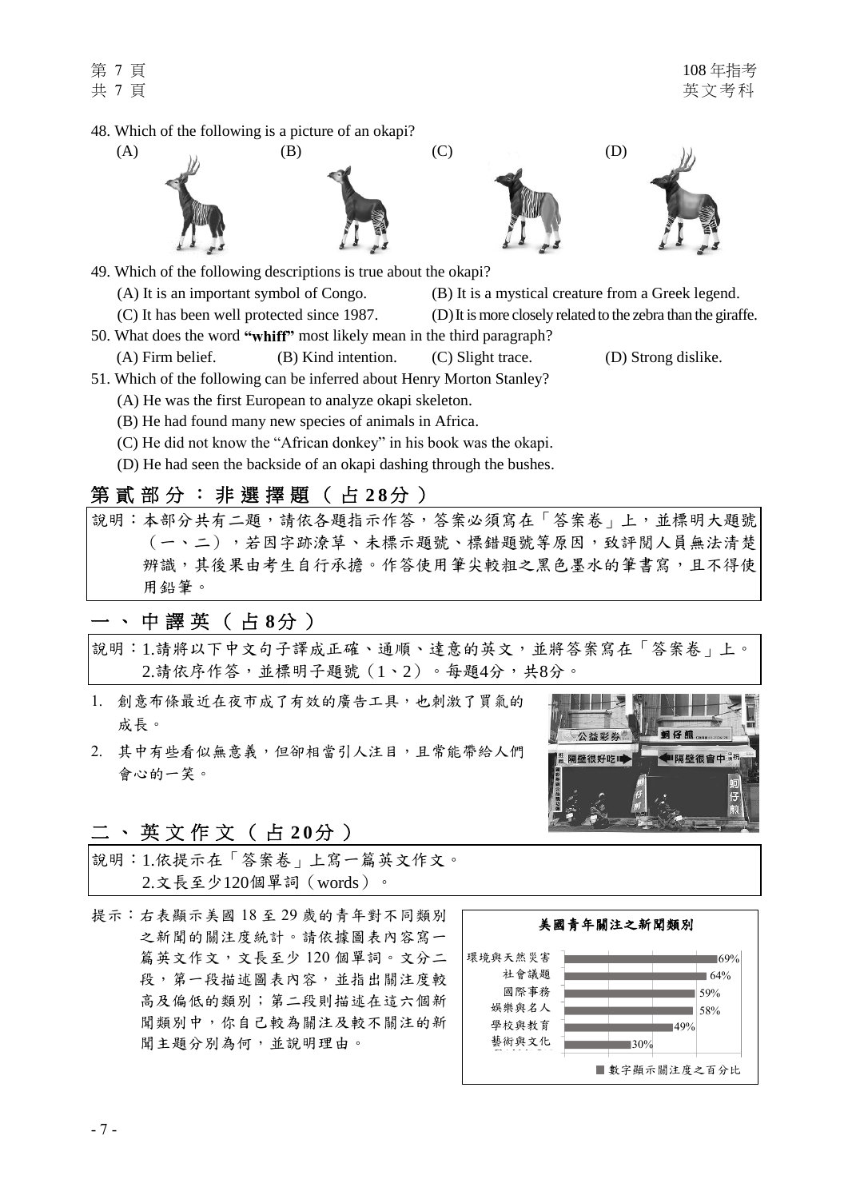48. Which of the following is a picture of an okapi?

(A) (B) (C) (D)

49. Which of the following descriptions is true about the okapi?

(A) It is an important symbol of Congo.
(B) It is a mystical creature from a Greek legend.
(C) It has been well protected since 1987.
(D) It is more closely related to the zebra than the giraffe.

50. What does the word **"whiff"** most likely mean in the third paragraph?

(A) Firm belief. (B) Kind intention. (C) Slight trace. (D) Strong dislike.

51. Which of the following can be inferred about Henry Morton Stanley?

(A) He was the first European to analyze okapi skeleton.
(B) He had found many new species of animals in Africa.
(C) He did not know the "African donkey" in his book was the okapi.
(D) He had seen the backside of an okapi dashing through the bushes.

## 第貳部分：非選擇題（占28分）

說明：本部分共有二題，請依各題指示作答，答案必須寫在「答案卷」上，並標明大題號（一、二），若因字跡潦草、未標示題號、標錯題號等原因，致評閱人員無法清楚辨識，其後果由考生自行承擔。作答使用筆尖較粗之黑色墨水的筆書寫，且不得使用鉛筆。

## 一、中譯英（占8分）

說明：1.請將以下中文句子譯成正確、通順、達意的英文，並將答案寫在「答案卷」上。
2.請依序作答，並標明子題號（1、2）。每題4分，共8分。

1. 創意布條最近在夜市成了有效的廣告工具，也刺激了買氣的成長。
2. 其中有些看似無意義，但卻相當引人注目，且常能帶給人們會心的一笑。

## 二、英文作文（占20分）

說明：1.依提示在「答案卷」上寫一篇英文作文。
2.文長至少120個單詞（words）。

提示：右表顯示美國 18 至 29 歲的青年對不同類別之新聞的關注度統計。請依據圖表內容寫一篇英文作文，文長至少 120 個單詞。文分二段，第一段描述圖表內容，並指出關注度較高及偏低的類別；第二段則描述在這六個新聞類別中，你自己較為關注及較不關注的新聞主題分別為何，並說明理由。

美國青年關注之新聞類別

環境與天然災害 69%
社會議題 64%
國際事務 59%
娛樂與名人 58%
學校與教育 49%
藝術與文化 30%

數字顯示關注度之百分比